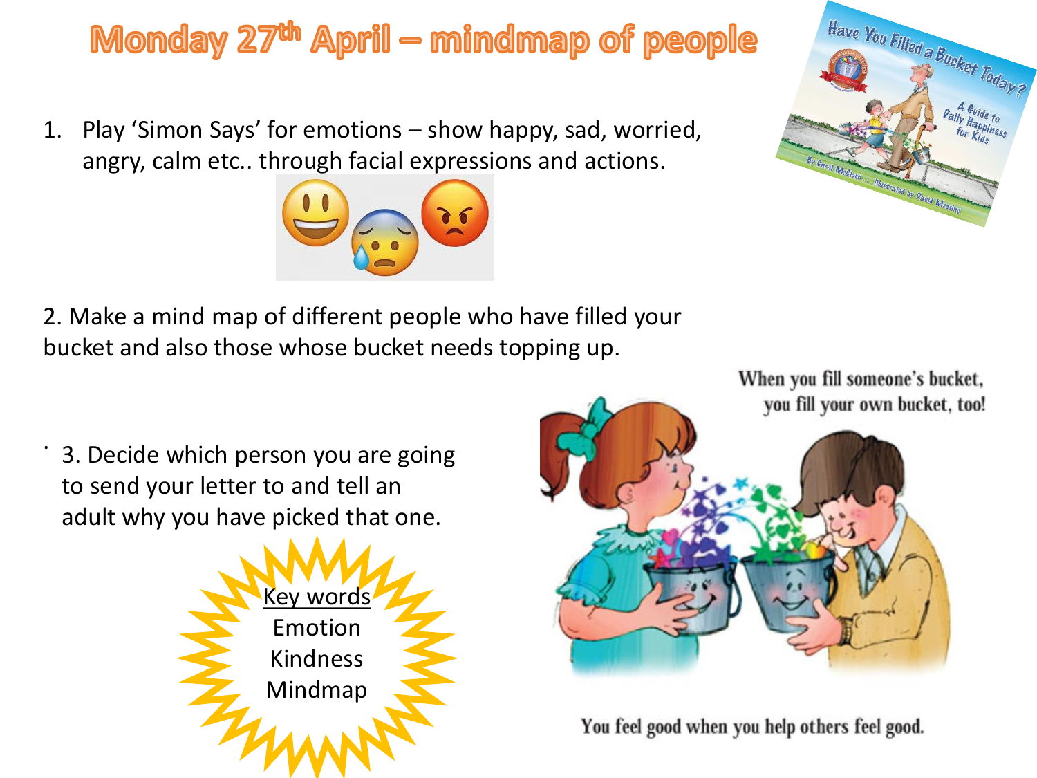# Monday 27th April – mindmap of people

1. Play 'Simon Says' for emotions – show happy, sad, worried, angry, calm etc.. through facial expressions and actions.

2. Make a mind map of different people who have filled your bucket and also those whose bucket needs topping up.

3. Decide which person you are going to send your letter to and tell an adult why you have picked that one.

Key words
Emotion
Kindness
Mindmap

When you fill someone's bucket, you fill your own bucket, too!

You feel good when you help others feel good.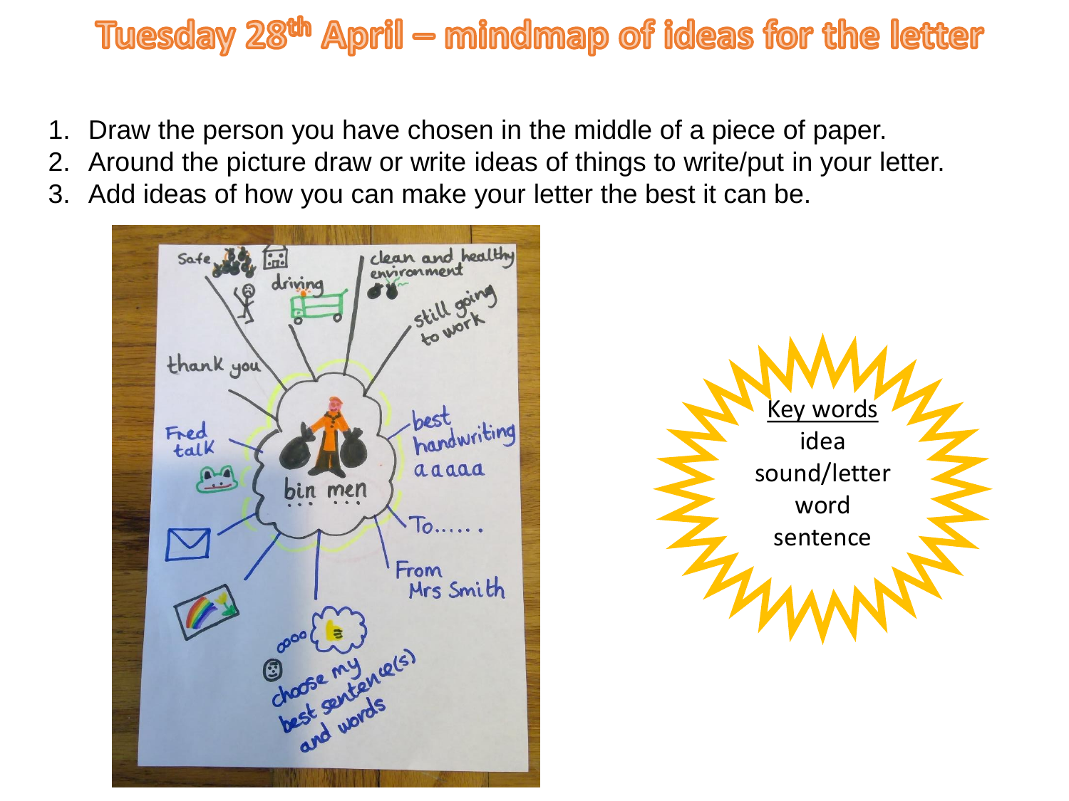# Tuesday 28th April – mindmap of ideas for the letter

1. Draw the person you have chosen in the middle of a piece of paper.
2. Around the picture draw or write ideas of things to write/put in your letter.
3. Add ideas of how you can make your letter the best it can be.

Safe

driving

clean and healthy environment

still going to work

thank you

Fred talk

bin men

best handwriting

a a a a a

To......

From Mrs Smith

oooo

choose my best sentence(s) and words

Key words

idea

sound/letter

word

sentence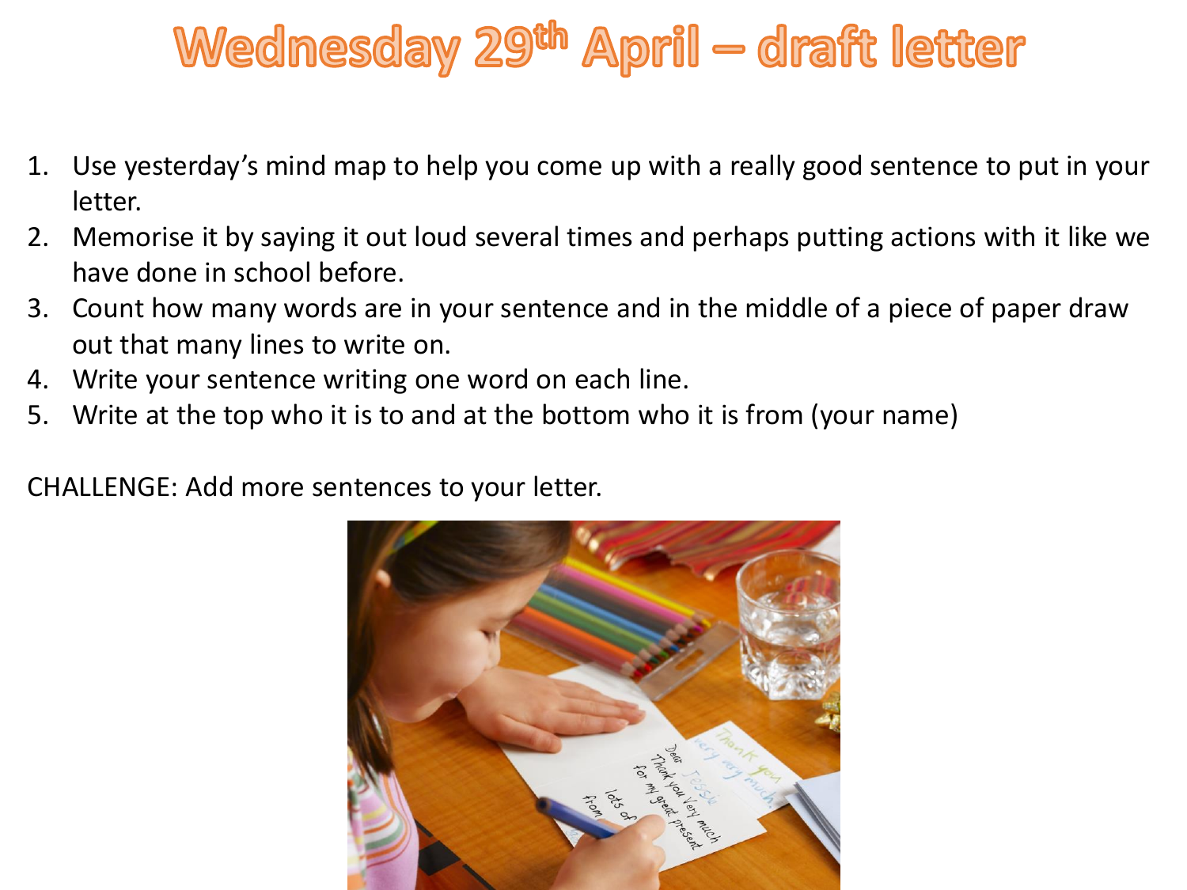# Wednesday 29th April – draft letter

1. Use yesterday's mind map to help you come up with a really good sentence to put in your letter.
2. Memorise it by saying it out loud several times and perhaps putting actions with it like we have done in school before.
3. Count how many words are in your sentence and in the middle of a piece of paper draw out that many lines to write on.
4. Write your sentence writing one word on each line.
5. Write at the top who it is to and at the bottom who it is from (your name)

CHALLENGE: Add more sentences to your letter.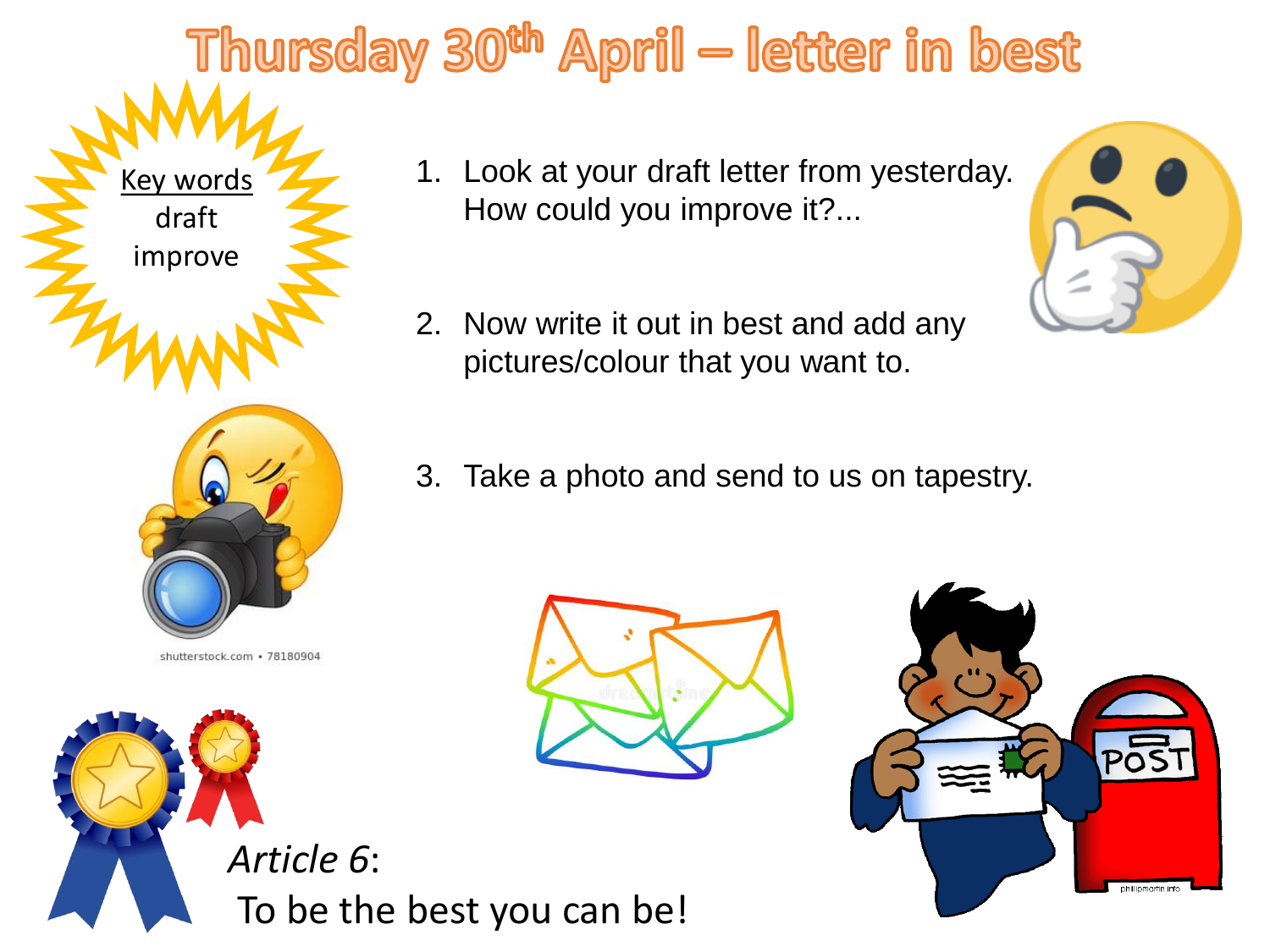# Thursday 30th April – letter in best

**Key words**
draft
improve

1. Look at your draft letter from yesterday. How could you improve it?...
2. Now write it out in best and add any pictures/colour that you want to.
3. Take a photo and send to us on tapestry.

*Article 6*:
To be the best you can be!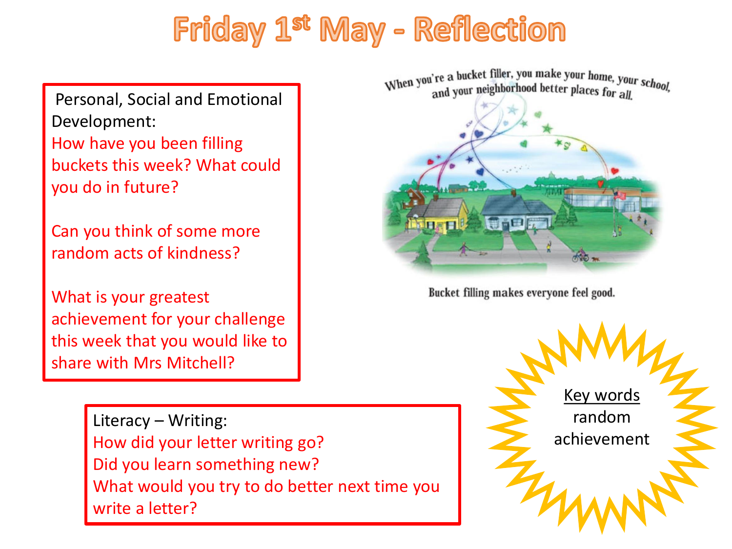# Friday 1st May - Reflection

Personal, Social and Emotional Development:

How have you been filling buckets this week? What could you do in future?

Can you think of some more random acts of kindness?

What is your greatest achievement for your challenge this week that you would like to share with Mrs Mitchell?

When you're a bucket filler, you make your home, your school, and your neighborhood better places for all.

Bucket filling makes everyone feel good.

Literacy – Writing:

How did your letter writing go?

Did you learn something new?

What would you try to do better next time you write a letter?

Key words

random

achievement